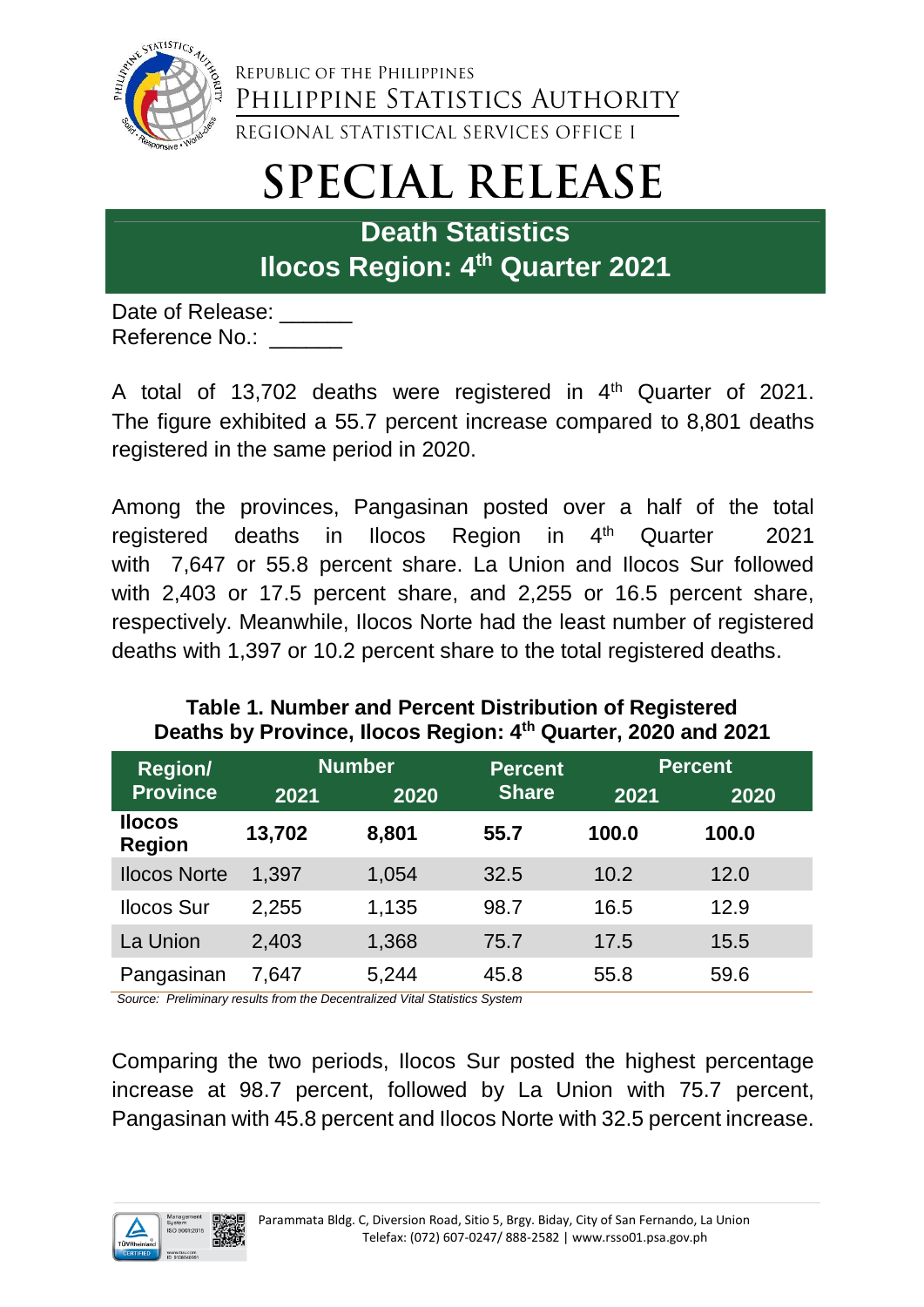Republic of the Philippines

Philippine Statistics Authority

Regional Statistical Services Office I

# SPECIAL RELEASE

## Death Statistics
## Ilocos Region: 4th Quarter 2021

Date of Release: ______

Reference No.: ______

A total of 13,702 deaths were registered in 4th Quarter of 2021. The figure exhibited a 55.7 percent increase compared to 8,801 deaths registered in the same period in 2020.

Among the provinces, Pangasinan posted over a half of the total registered deaths in Ilocos Region in 4th Quarter 2021 with 7,647 or 55.8 percent share. La Union and Ilocos Sur followed with 2,403 or 17.5 percent share, and 2,255 or 16.5 percent share, respectively. Meanwhile, Ilocos Norte had the least number of registered deaths with 1,397 or 10.2 percent share to the total registered deaths.

**Table 1. Number and Percent Distribution of Registered Deaths by Province, Ilocos Region: 4th Quarter, 2020 and 2021**

| Region/ Province | Number | | Percent Share | Percent | |
|---|---|---|---|---|---|
| | 2021 | 2020 | | 2021 | 2020 |
| **Ilocos Region** | **13,702** | **8,801** | **55.7** | **100.0** | **100.0** |
| Ilocos Norte | 1,397 | 1,054 | 32.5 | 10.2 | 12.0 |
| Ilocos Sur | 2,255 | 1,135 | 98.7 | 16.5 | 12.9 |
| La Union | 2,403 | 1,368 | 75.7 | 17.5 | 15.5 |
| Pangasinan | 7,647 | 5,244 | 45.8 | 55.8 | 59.6 |

*Source: Preliminary results from the Decentralized Vital Statistics System*

Comparing the two periods, Ilocos Sur posted the highest percentage increase at 98.7 percent, followed by La Union with 75.7 percent, Pangasinan with 45.8 percent and Ilocos Norte with 32.5 percent increase.

Parammata Bldg. C, Diversion Road, Sitio 5, Brgy. Biday, City of San Fernando, La Union
Telefax: (072) 607-0247/ 888-2582 | www.rsso01.psa.gov.ph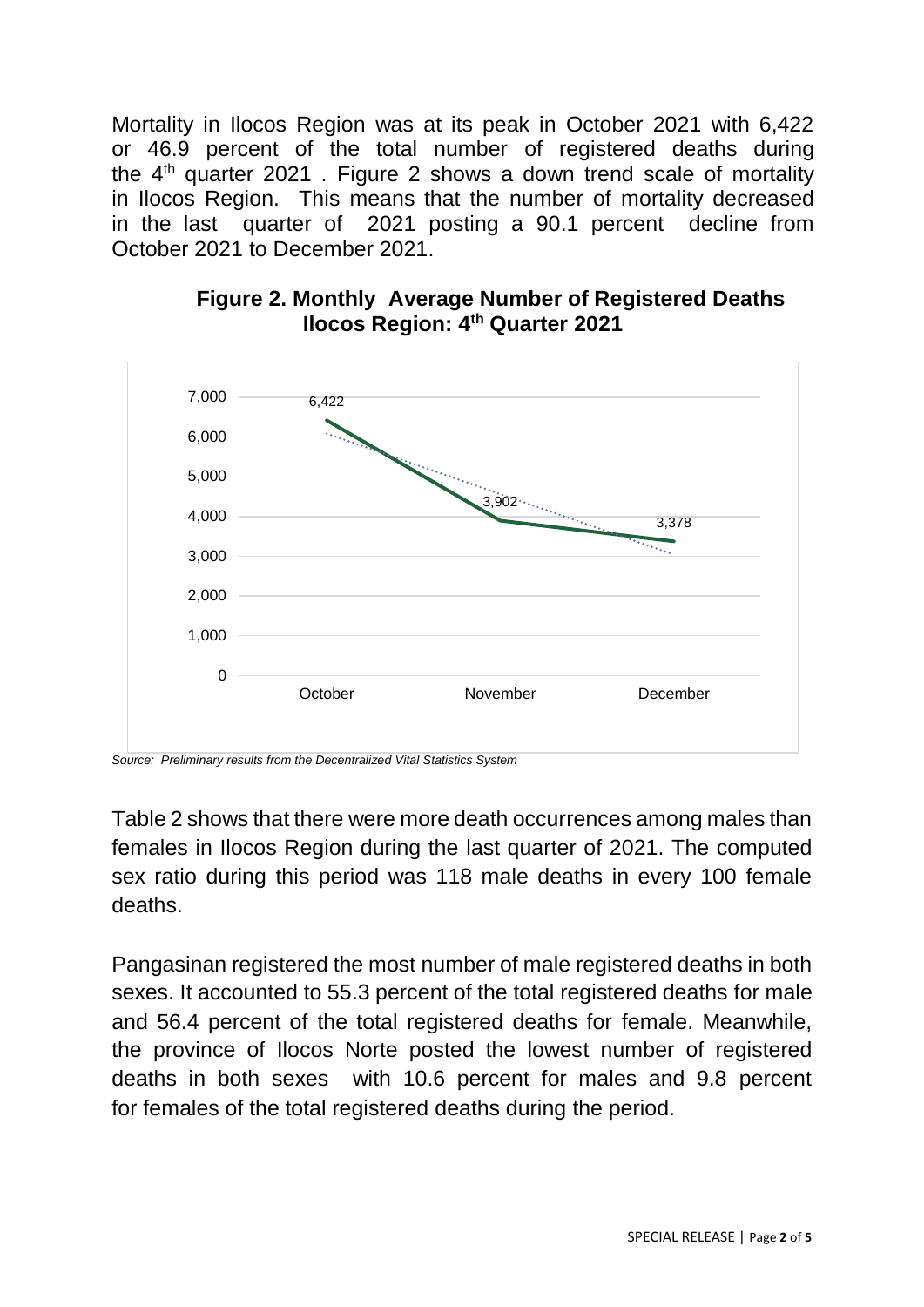Mortality in Ilocos Region was at its peak in October 2021 with 6,422 or 46.9 percent of the total number of registered deaths during the 4th quarter 2021 . Figure 2 shows a down trend scale of mortality in Ilocos Region. This means that the number of mortality decreased in the last quarter of 2021 posting a 90.1 percent decline from October 2021 to December 2021.

**Figure 2. Monthly Average Number of Registered Deaths Ilocos Region: 4th Quarter 2021**

| Month | Registered Deaths |
|---|---|
| October | 6,422 |
| November | 3,902 |
| December | 3,378 |

*Source: Preliminary results from the Decentralized Vital Statistics System*

Table 2 shows that there were more death occurrences among males than females in Ilocos Region during the last quarter of 2021. The computed sex ratio during this period was 118 male deaths in every 100 female deaths.

Pangasinan registered the most number of male registered deaths in both sexes. It accounted to 55.3 percent of the total registered deaths for male and 56.4 percent of the total registered deaths for female. Meanwhile, the province of Ilocos Norte posted the lowest number of registered deaths in both sexes with 10.6 percent for males and 9.8 percent for females of the total registered deaths during the period.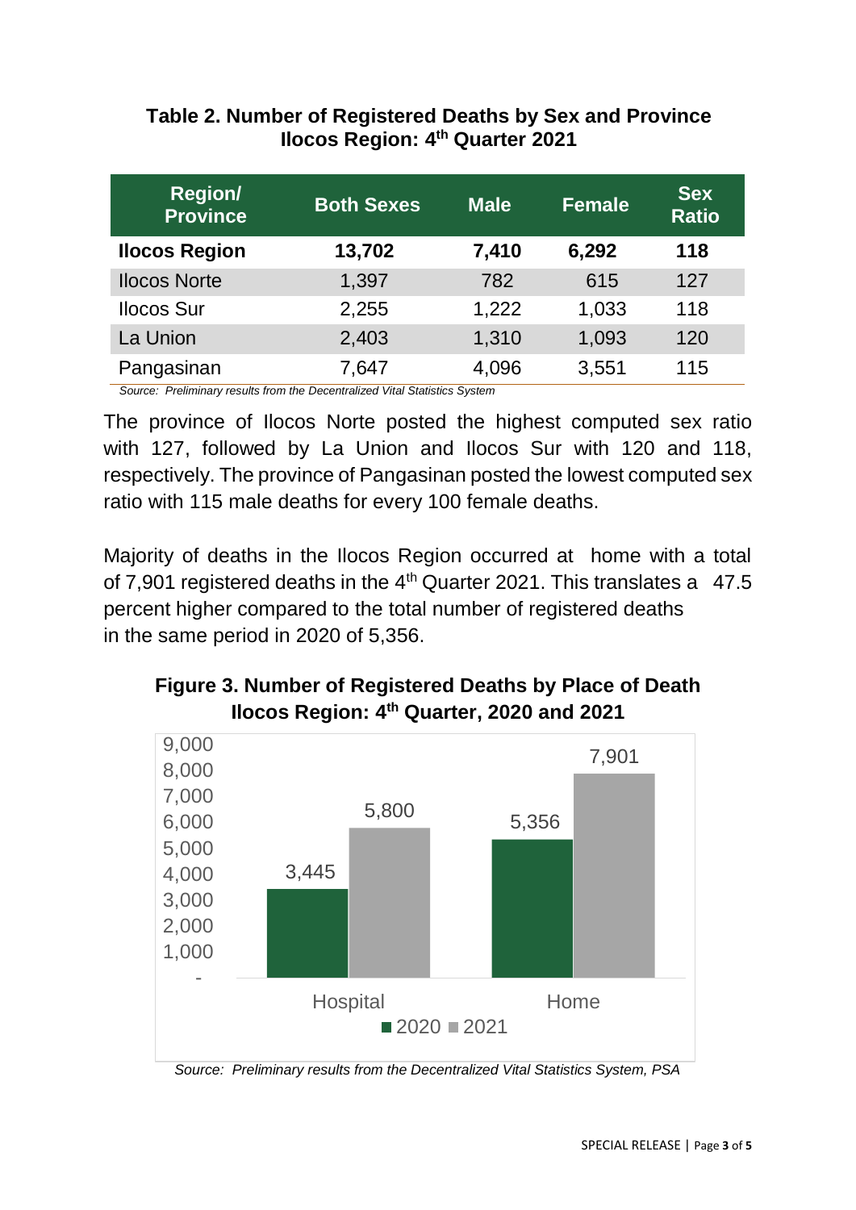**Table 2. Number of Registered Deaths by Sex and Province**
**Ilocos Region: 4th Quarter 2021**

| Region/ Province | Both Sexes | Male | Female | Sex Ratio |
|---|---|---|---|---|
| **Ilocos Region** | **13,702** | **7,410** | **6,292** | **118** |
| Ilocos Norte | 1,397 | 782 | 615 | 127 |
| Ilocos Sur | 2,255 | 1,222 | 1,033 | 118 |
| La Union | 2,403 | 1,310 | 1,093 | 120 |
| Pangasinan | 7,647 | 4,096 | 3,551 | 115 |

*Source: Preliminary results from the Decentralized Vital Statistics System*

The province of Ilocos Norte posted the highest computed sex ratio with 127, followed by La Union and Ilocos Sur with 120 and 118, respectively. The province of Pangasinan posted the lowest computed sex ratio with 115 male deaths for every 100 female deaths.

Majority of deaths in the Ilocos Region occurred at home with a total of 7,901 registered deaths in the 4th Quarter 2021. This translates a 47.5 percent higher compared to the total number of registered deaths in the same period in 2020 of 5,356.

**Figure 3. Number of Registered Deaths by Place of Death**
**Ilocos Region: 4th Quarter, 2020 and 2021**

| Place of Death | 2020 | 2021 |
|---|---|---|
| Hospital | 3,445 | 5,800 |
| Home | 5,356 | 7,901 |

*Source: Preliminary results from the Decentralized Vital Statistics System, PSA*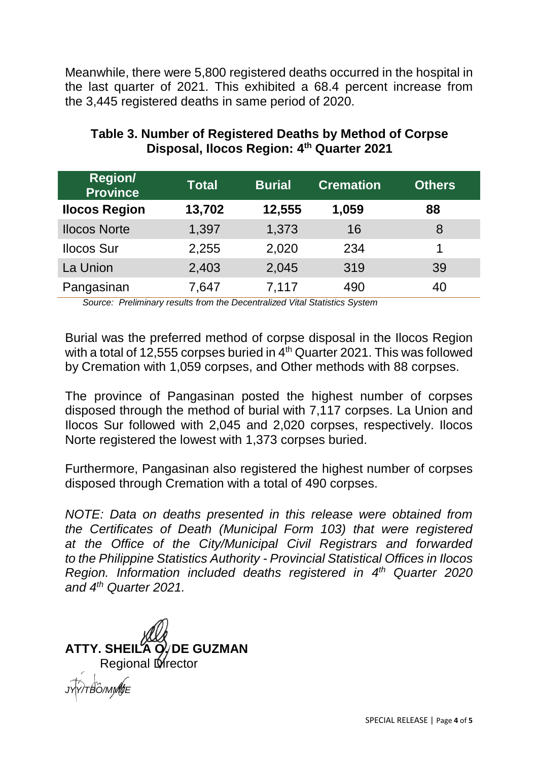Meanwhile, there were 5,800 registered deaths occurred in the hospital in the last quarter of 2021. This exhibited a 68.4 percent increase from the 3,445 registered deaths in same period of 2020.

**Table 3. Number of Registered Deaths by Method of Corpse Disposal, Ilocos Region: 4th Quarter 2021**

| Region/ Province | Total | Burial | Cremation | Others |
|---|---|---|---|---|
| **Ilocos Region** | **13,702** | **12,555** | **1,059** | **88** |
| Ilocos Norte | 1,397 | 1,373 | 16 | 8 |
| Ilocos Sur | 2,255 | 2,020 | 234 | 1 |
| La Union | 2,403 | 2,045 | 319 | 39 |
| Pangasinan | 7,647 | 7,117 | 490 | 40 |

*Source: Preliminary results from the Decentralized Vital Statistics System*

Burial was the preferred method of corpse disposal in the Ilocos Region with a total of 12,555 corpses buried in 4th Quarter 2021. This was followed by Cremation with 1,059 corpses, and Other methods with 88 corpses.

The province of Pangasinan posted the highest number of corpses disposed through the method of burial with 7,117 corpses. La Union and Ilocos Sur followed with 2,045 and 2,020 corpses, respectively. Ilocos Norte registered the lowest with 1,373 corpses buried.

Furthermore, Pangasinan also registered the highest number of corpses disposed through Cremation with a total of 490 corpses.

*NOTE: Data on deaths presented in this release were obtained from the Certificates of Death (Municipal Form 103) that were registered at the Office of the City/Municipal Civil Registrars and forwarded to the Philippine Statistics Authority - Provincial Statistical Offices in Ilocos Region. Information included deaths registered in 4th Quarter 2020 and 4th Quarter 2021.*

**ATTY. SHEILA O. DE GUZMAN**
Regional Director

*JYY/TBO/MMJE*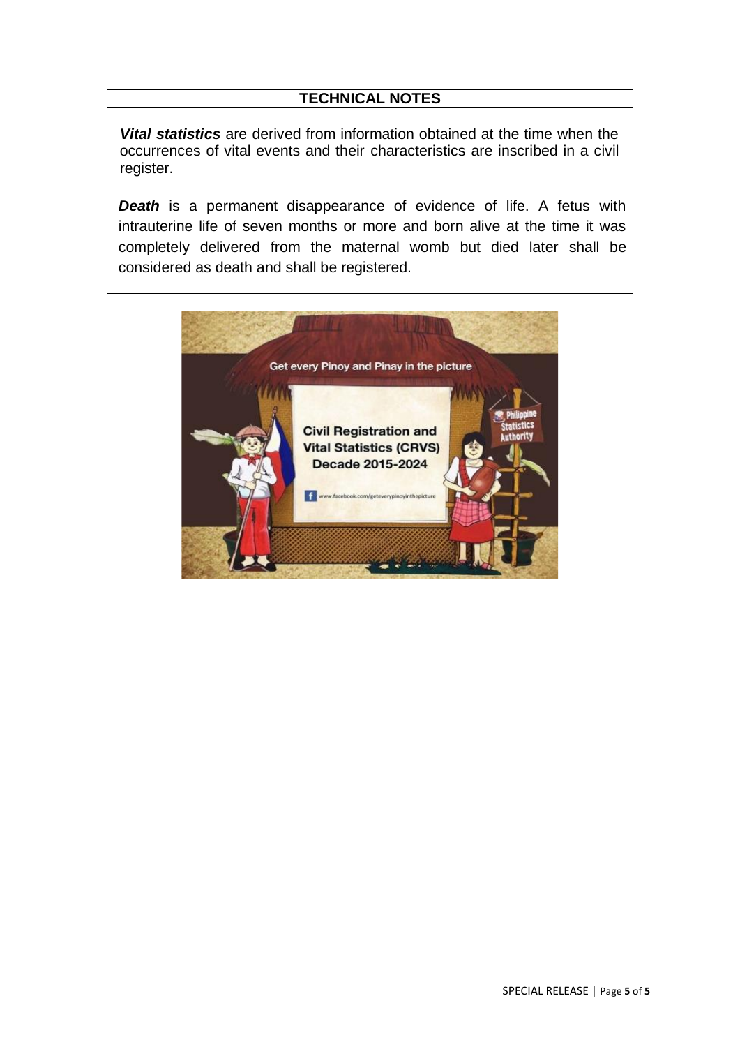## TECHNICAL NOTES

***Vital statistics*** are derived from information obtained at the time when the occurrences of vital events and their characteristics are inscribed in a civil register.

***Death*** is a permanent disappearance of evidence of life. A fetus with intrauterine life of seven months or more and born alive at the time it was completely delivered from the maternal womb but died later shall be considered as death and shall be registered.